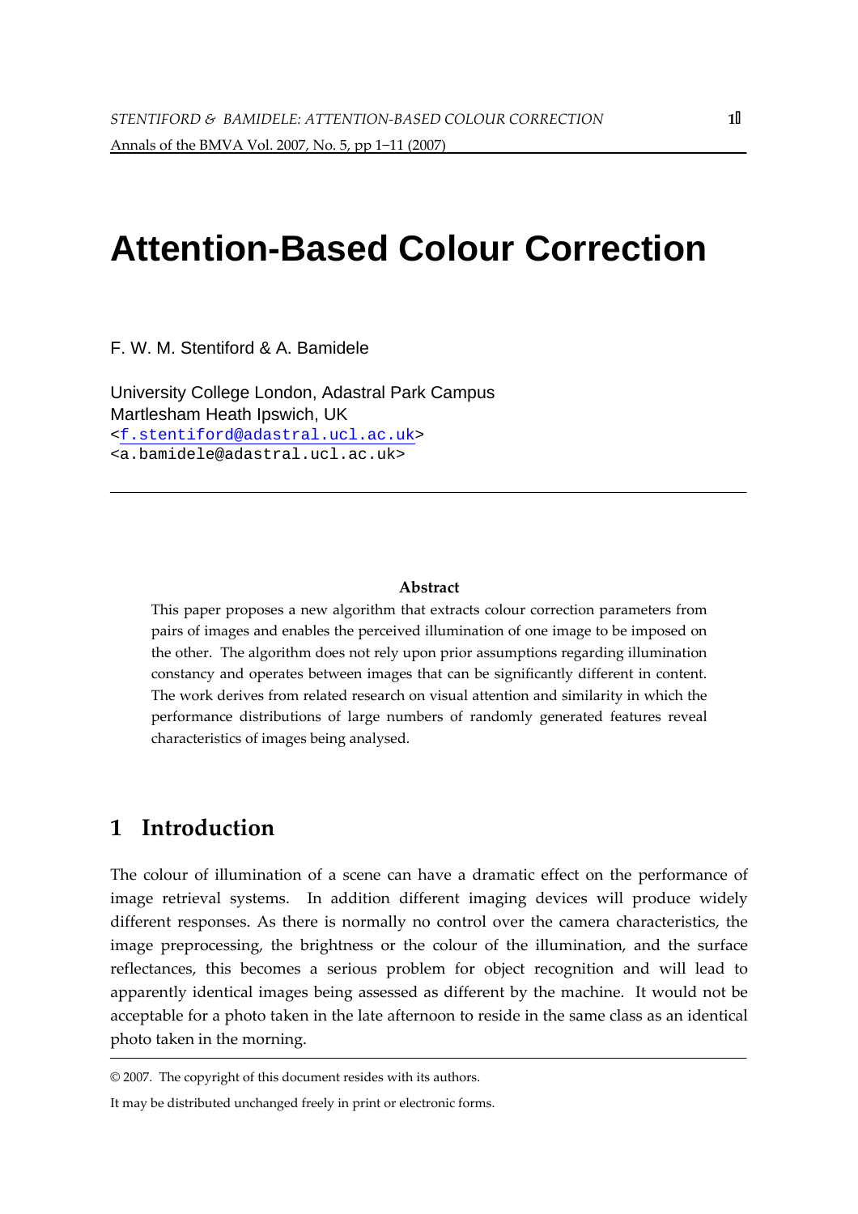# Attention-Based Colour Correction

F. W. M. Stentiford & A. Bamidele

University College London, Adastral Park Campus
Martlesham Heath Ipswich, UK
<f.stentiford@adastral.ucl.ac.uk>
<a.bamidele@adastral.ucl.ac.uk>

---

### Abstract

This paper proposes a new algorithm that extracts colour correction parameters from pairs of images and enables the perceived illumination of one image to be imposed on the other. The algorithm does not rely upon prior assumptions regarding illumination constancy and operates between images that can be significantly different in content. The work derives from related research on visual attention and similarity in which the performance distributions of large numbers of randomly generated features reveal characteristics of images being analysed.

## 1 Introduction

The colour of illumination of a scene can have a dramatic effect on the performance of image retrieval systems. In addition different imaging devices will produce widely different responses. As there is normally no control over the camera characteristics, the image preprocessing, the brightness or the colour of the illumination, and the surface reflectances, this becomes a serious problem for object recognition and will lead to apparently identical images being assessed as different by the machine. It would not be acceptable for a photo taken in the late afternoon to reside in the same class as an identical photo taken in the morning.

---

© 2007. The copyright of this document resides with its authors.

It may be distributed unchanged freely in print or electronic forms.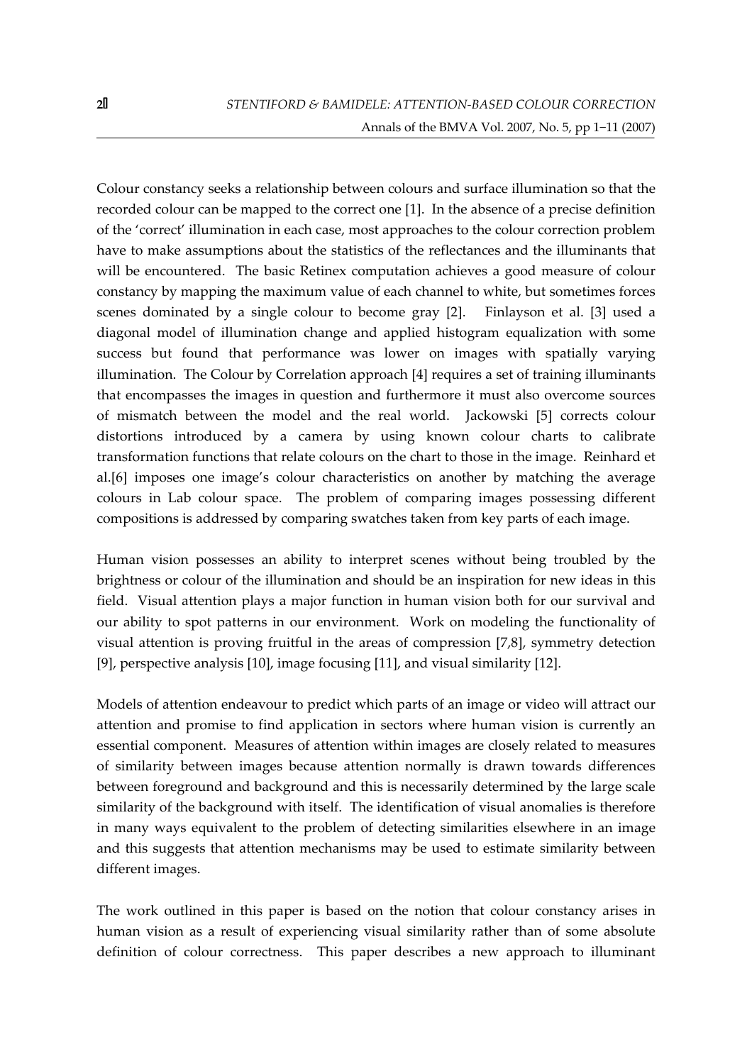Colour constancy seeks a relationship between colours and surface illumination so that the recorded colour can be mapped to the correct one [1]. In the absence of a precise definition of the 'correct' illumination in each case, most approaches to the colour correction problem have to make assumptions about the statistics of the reflectances and the illuminants that will be encountered. The basic Retinex computation achieves a good measure of colour constancy by mapping the maximum value of each channel to white, but sometimes forces scenes dominated by a single colour to become gray [2]. Finlayson et al. [3] used a diagonal model of illumination change and applied histogram equalization with some success but found that performance was lower on images with spatially varying illumination. The Colour by Correlation approach [4] requires a set of training illuminants that encompasses the images in question and furthermore it must also overcome sources of mismatch between the model and the real world. Jackowski [5] corrects colour distortions introduced by a camera by using known colour charts to calibrate transformation functions that relate colours on the chart to those in the image. Reinhard et al.[6] imposes one image's colour characteristics on another by matching the average colours in Lab colour space. The problem of comparing images possessing different compositions is addressed by comparing swatches taken from key parts of each image.

Human vision possesses an ability to interpret scenes without being troubled by the brightness or colour of the illumination and should be an inspiration for new ideas in this field. Visual attention plays a major function in human vision both for our survival and our ability to spot patterns in our environment. Work on modeling the functionality of visual attention is proving fruitful in the areas of compression [7,8], symmetry detection [9], perspective analysis [10], image focusing [11], and visual similarity [12].

Models of attention endeavour to predict which parts of an image or video will attract our attention and promise to find application in sectors where human vision is currently an essential component. Measures of attention within images are closely related to measures of similarity between images because attention normally is drawn towards differences between foreground and background and this is necessarily determined by the large scale similarity of the background with itself. The identification of visual anomalies is therefore in many ways equivalent to the problem of detecting similarities elsewhere in an image and this suggests that attention mechanisms may be used to estimate similarity between different images.

The work outlined in this paper is based on the notion that colour constancy arises in human vision as a result of experiencing visual similarity rather than of some absolute definition of colour correctness. This paper describes a new approach to illuminant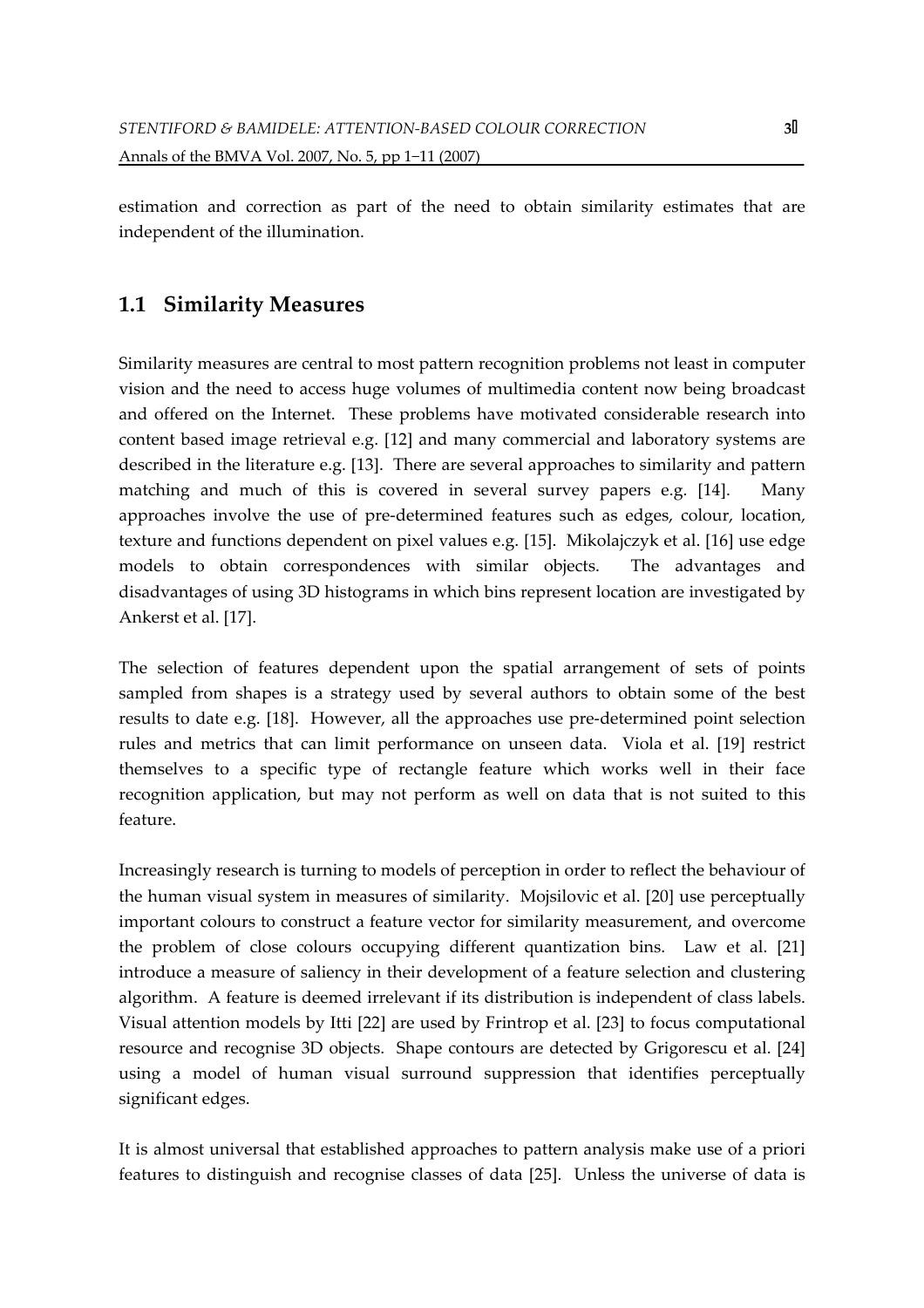estimation and correction as part of the need to obtain similarity estimates that are independent of the illumination.

## 1.1 Similarity Measures

Similarity measures are central to most pattern recognition problems not least in computer vision and the need to access huge volumes of multimedia content now being broadcast and offered on the Internet. These problems have motivated considerable research into content based image retrieval e.g. [12] and many commercial and laboratory systems are described in the literature e.g. [13]. There are several approaches to similarity and pattern matching and much of this is covered in several survey papers e.g. [14]. Many approaches involve the use of pre-determined features such as edges, colour, location, texture and functions dependent on pixel values e.g. [15]. Mikolajczyk et al. [16] use edge models to obtain correspondences with similar objects. The advantages and disadvantages of using 3D histograms in which bins represent location are investigated by Ankerst et al. [17].

The selection of features dependent upon the spatial arrangement of sets of points sampled from shapes is a strategy used by several authors to obtain some of the best results to date e.g. [18]. However, all the approaches use pre-determined point selection rules and metrics that can limit performance on unseen data. Viola et al. [19] restrict themselves to a specific type of rectangle feature which works well in their face recognition application, but may not perform as well on data that is not suited to this feature.

Increasingly research is turning to models of perception in order to reflect the behaviour of the human visual system in measures of similarity. Mojsilovic et al. [20] use perceptually important colours to construct a feature vector for similarity measurement, and overcome the problem of close colours occupying different quantization bins. Law et al. [21] introduce a measure of saliency in their development of a feature selection and clustering algorithm. A feature is deemed irrelevant if its distribution is independent of class labels. Visual attention models by Itti [22] are used by Frintrop et al. [23] to focus computational resource and recognise 3D objects. Shape contours are detected by Grigorescu et al. [24] using a model of human visual surround suppression that identifies perceptually significant edges.

It is almost universal that established approaches to pattern analysis make use of a priori features to distinguish and recognise classes of data [25]. Unless the universe of data is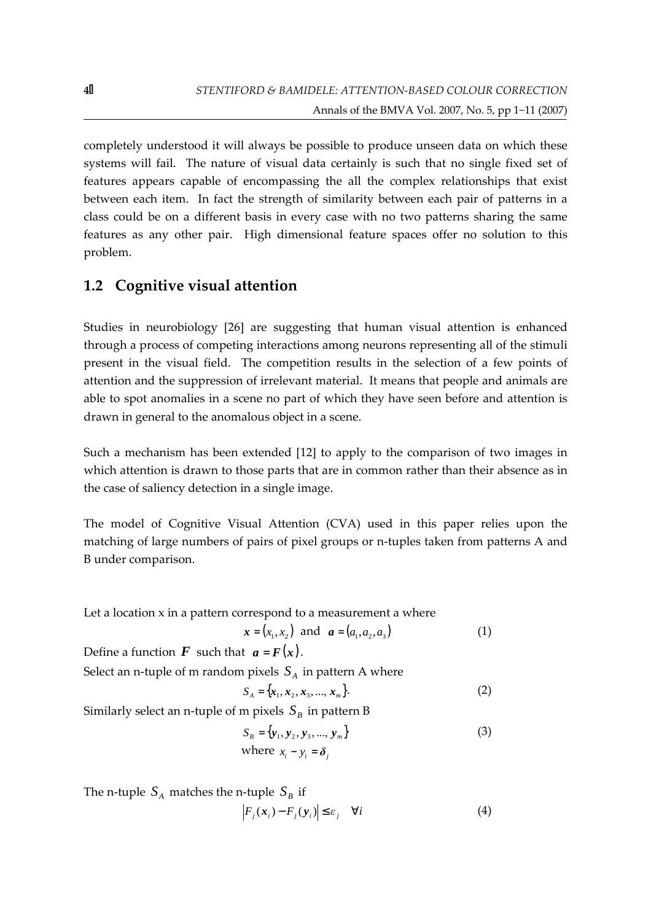completely understood it will always be possible to produce unseen data on which these systems will fail. The nature of visual data certainly is such that no single fixed set of features appears capable of encompassing the all the complex relationships that exist between each item. In fact the strength of similarity between each pair of patterns in a class could be on a different basis in every case with no two patterns sharing the same features as any other pair. High dimensional feature spaces offer no solution to this problem.

## 1.2 Cognitive visual attention

Studies in neurobiology [26] are suggesting that human visual attention is enhanced through a process of competing interactions among neurons representing all of the stimuli present in the visual field. The competition results in the selection of a few points of attention and the suppression of irrelevant material. It means that people and animals are able to spot anomalies in a scene no part of which they have seen before and attention is drawn in general to the anomalous object in a scene.

Such a mechanism has been extended [12] to apply to the comparison of two images in which attention is drawn to those parts that are in common rather than their absence as in the case of saliency detection in a single image.

The model of Cognitive Visual Attention (CVA) used in this paper relies upon the matching of large numbers of pairs of pixel groups or n-tuples taken from patterns A and B under comparison.

Let a location x in a pattern correspond to a measurement a where

$$\boldsymbol{x} = (x_1, x_2) \text{ and } \boldsymbol{a} = (a_1, a_2, a_3) \tag{1}$$

Define a function $\boldsymbol{F}$ such that $\boldsymbol{a} = \boldsymbol{F}(\boldsymbol{x})$.

Select an n-tuple of m random pixels $S_A$ in pattern A where

$$S_A = \{\boldsymbol{x}_1, \boldsymbol{x}_2, \boldsymbol{x}_3, \ldots, \boldsymbol{x}_m\}. \tag{2}$$

Similarly select an n-tuple of m pixels $S_B$ in pattern B

$$S_B = \{\boldsymbol{y}_1, \boldsymbol{y}_2, \boldsymbol{y}_3, \ldots, \boldsymbol{y}_m\} \tag{3}$$

where $x_i - y_i = \boldsymbol{\delta}_j$

The n-tuple $S_A$ matches the n-tuple $S_B$ if

$$\left|F_j(\boldsymbol{x}_i) - F_j(\boldsymbol{y}_i)\right| \leq \varepsilon_j \quad \forall i \tag{4}$$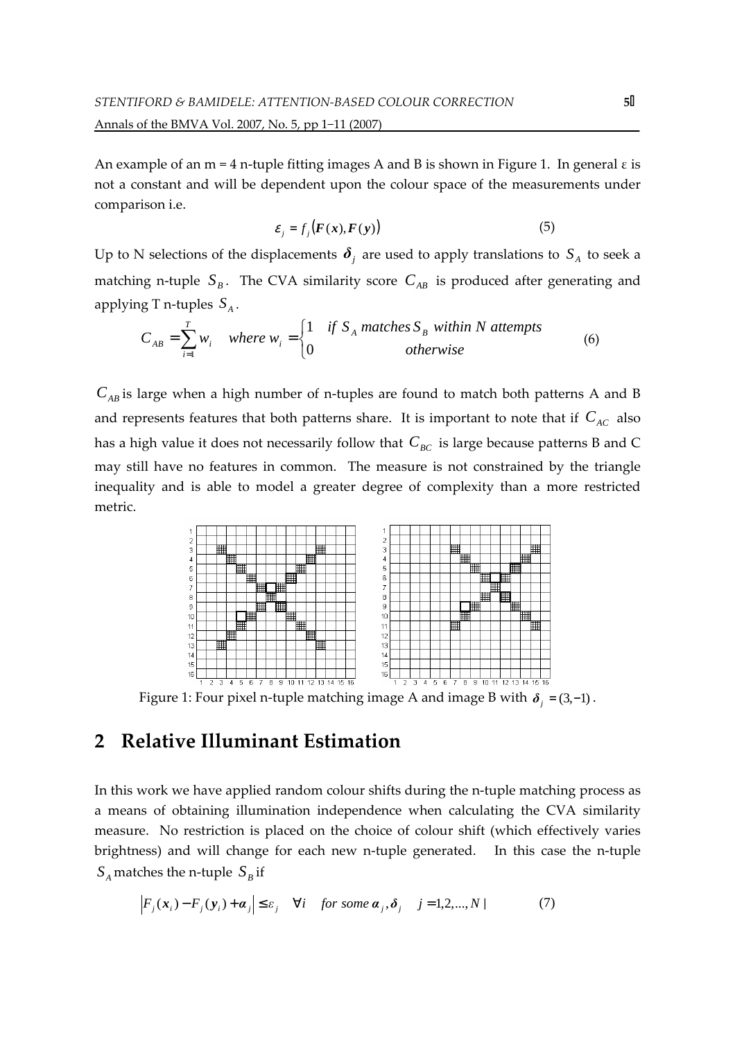An example of an m = 4 n-tuple fitting images A and B is shown in Figure 1. In general ε is not a constant and will be dependent upon the colour space of the measurements under comparison i.e.

$$\varepsilon_j = f_j(\boldsymbol{F}(\boldsymbol{x}), \boldsymbol{F}(\boldsymbol{y})) \tag{5}$$

Up to N selections of the displacements $\boldsymbol{\delta}_j$ are used to apply translations to $S_A$ to seek a matching n-tuple $S_B$. The CVA similarity score $C_{AB}$ is produced after generating and applying T n-tuples $S_A$.

$$C_{AB} = \sum_{i=1}^{T} w_i \quad \text{where } w_i = \begin{cases} 1 & \text{if } S_A \text{ matches } S_B \text{ within N attempts} \\ 0 & \text{otherwise} \end{cases} \tag{6}$$

$C_{AB}$ is large when a high number of n-tuples are found to match both patterns A and B and represents features that both patterns share. It is important to note that if $C_{AC}$ also has a high value it does not necessarily follow that $C_{BC}$ is large because patterns B and C may still have no features in common. The measure is not constrained by the triangle inequality and is able to model a greater degree of complexity than a more restricted metric.

Figure 1: Four pixel n-tuple matching image A and image B with $\boldsymbol{\delta}_j = (3, -1)$.

## 2 Relative Illuminant Estimation

In this work we have applied random colour shifts during the n-tuple matching process as a means of obtaining illumination independence when calculating the CVA similarity measure. No restriction is placed on the choice of colour shift (which effectively varies brightness) and will change for each new n-tuple generated. In this case the n-tuple $S_A$ matches the n-tuple $S_B$ if

$$\left| F_j(\boldsymbol{x}_i) - F_j(\boldsymbol{y}_i) + \boldsymbol{\alpha}_j \right| \le \varepsilon_j \quad \forall i \quad \text{for some } \boldsymbol{\alpha}_j, \boldsymbol{\delta}_j \quad j = 1, 2, ..., N \,| \tag{7}$$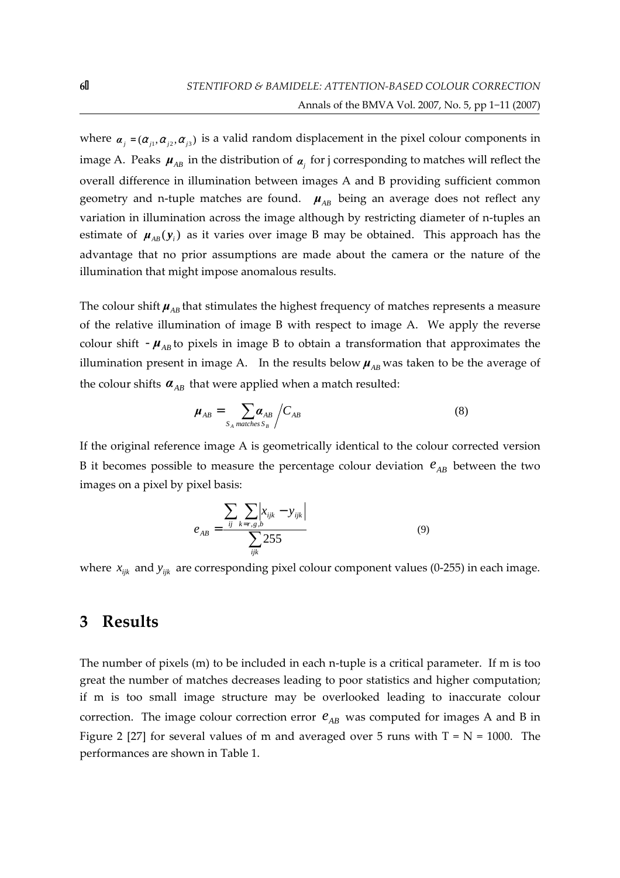where $\boldsymbol{\alpha}_j = (\alpha_{j1}, \alpha_{j2}, \alpha_{j3})$ is a valid random displacement in the pixel colour components in image A. Peaks $\boldsymbol{\mu}_{AB}$ in the distribution of $\boldsymbol{\alpha}_j$ for j corresponding to matches will reflect the overall difference in illumination between images A and B providing sufficient common geometry and n-tuple matches are found. $\boldsymbol{\mu}_{AB}$ being an average does not reflect any variation in illumination across the image although by restricting diameter of n-tuples an estimate of $\boldsymbol{\mu}_{AB}(\boldsymbol{y}_i)$ as it varies over image B may be obtained. This approach has the advantage that no prior assumptions are made about the camera or the nature of the illumination that might impose anomalous results.

The colour shift $\boldsymbol{\mu}_{AB}$ that stimulates the highest frequency of matches represents a measure of the relative illumination of image B with respect to image A. We apply the reverse colour shift $-\boldsymbol{\mu}_{AB}$ to pixels in image B to obtain a transformation that approximates the illumination present in image A. In the results below $\boldsymbol{\mu}_{AB}$ was taken to be the average of the colour shifts $\boldsymbol{\alpha}_{AB}$ that were applied when a match resulted:

$$\boldsymbol{\mu}_{AB} = \sum_{S_A \text{ matches } S_B} \boldsymbol{\alpha}_{AB} \Big/ C_{AB} \tag{8}$$

If the original reference image A is geometrically identical to the colour corrected version B it becomes possible to measure the percentage colour deviation $e_{AB}$ between the two images on a pixel by pixel basis:

$$e_{AB} = \frac{\sum_{ij} \sum_{k=r,g,b} \left| x_{ijk} - y_{ijk} \right|}{\sum_{ijk} 255} \tag{9}$$

where $x_{ijk}$ and $y_{ijk}$ are corresponding pixel colour component values (0-255) in each image.

# 3 Results

The number of pixels (m) to be included in each n-tuple is a critical parameter. If m is too great the number of matches decreases leading to poor statistics and higher computation; if m is too small image structure may be overlooked leading to inaccurate colour correction. The image colour correction error $e_{AB}$ was computed for images A and B in Figure 2 [27] for several values of m and averaged over 5 runs with T = N = 1000. The performances are shown in Table 1.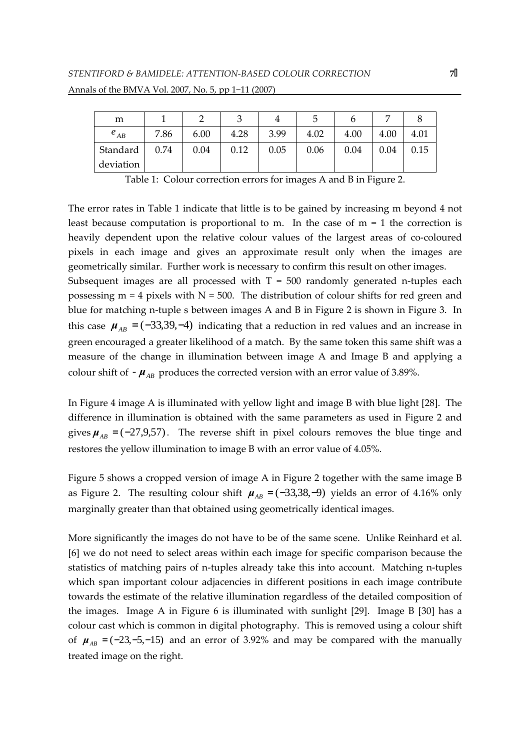| m | 1 | 2 | 3 | 4 | 5 | 6 | 7 | 8 |
|---|---|---|---|---|---|---|---|---|
| $e_{AB}$ | 7.86 | 6.00 | 4.28 | 3.99 | 4.02 | 4.00 | 4.00 | 4.01 |
| Standard deviation | 0.74 | 0.04 | 0.12 | 0.05 | 0.06 | 0.04 | 0.04 | 0.15 |

Table 1: Colour correction errors for images A and B in Figure 2.

The error rates in Table 1 indicate that little is to be gained by increasing m beyond 4 not least because computation is proportional to m. In the case of m = 1 the correction is heavily dependent upon the relative colour values of the largest areas of co-coloured pixels in each image and gives an approximate result only when the images are geometrically similar. Further work is necessary to confirm this result on other images.

Subsequent images are all processed with T = 500 randomly generated n-tuples each possessing m = 4 pixels with N = 500. The distribution of colour shifts for red green and blue for matching n-tuple s between images A and B in Figure 2 is shown in Figure 3. In this case $\boldsymbol{\mu}_{AB} = (-33, 39, -4)$ indicating that a reduction in red values and an increase in green encouraged a greater likelihood of a match. By the same token this same shift was a measure of the change in illumination between image A and Image B and applying a colour shift of $-\boldsymbol{\mu}_{AB}$ produces the corrected version with an error value of 3.89%.

In Figure 4 image A is illuminated with yellow light and image B with blue light [28]. The difference in illumination is obtained with the same parameters as used in Figure 2 and gives $\boldsymbol{\mu}_{AB} = (-27, 9, 57)$. The reverse shift in pixel colours removes the blue tinge and restores the yellow illumination to image B with an error value of 4.05%.

Figure 5 shows a cropped version of image A in Figure 2 together with the same image B as Figure 2. The resulting colour shift $\boldsymbol{\mu}_{AB} = (-33, 38, -9)$ yields an error of 4.16% only marginally greater than that obtained using geometrically identical images.

More significantly the images do not have to be of the same scene. Unlike Reinhard et al. [6] we do not need to select areas within each image for specific comparison because the statistics of matching pairs of n-tuples already take this into account. Matching n-tuples which span important colour adjacencies in different positions in each image contribute towards the estimate of the relative illumination regardless of the detailed composition of the images. Image A in Figure 6 is illuminated with sunlight [29]. Image B [30] has a colour cast which is common in digital photography. This is removed using a colour shift of $\boldsymbol{\mu}_{AB} = (-23, -5, -15)$ and an error of 3.92% and may be compared with the manually treated image on the right.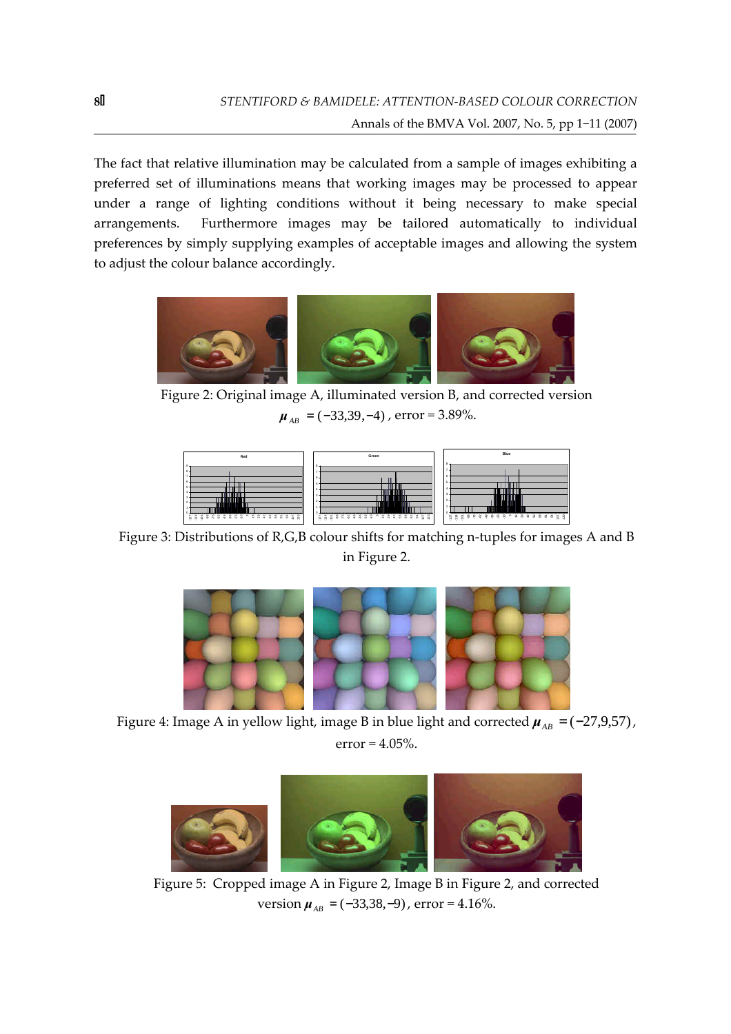The fact that relative illumination may be calculated from a sample of images exhibiting a preferred set of illuminations means that working images may be processed to appear under a range of lighting conditions without it being necessary to make special arrangements. Furthermore images may be tailored automatically to individual preferences by simply supplying examples of acceptable images and allowing the system to adjust the colour balance accordingly.

Figure 2: Original image A, illuminated version B, and corrected version $\boldsymbol{\mu}_{AB} = (-33, 39, -4)$, error = 3.89%.

Figure 3: Distributions of R,G,B colour shifts for matching n-tuples for images A and B in Figure 2.

Figure 4: Image A in yellow light, image B in blue light and corrected $\boldsymbol{\mu}_{AB} = (-27, 9, 57)$, error = 4.05%.

Figure 5: Cropped image A in Figure 2, Image B in Figure 2, and corrected version $\boldsymbol{\mu}_{AB} = (-33, 38, -9)$, error = 4.16%.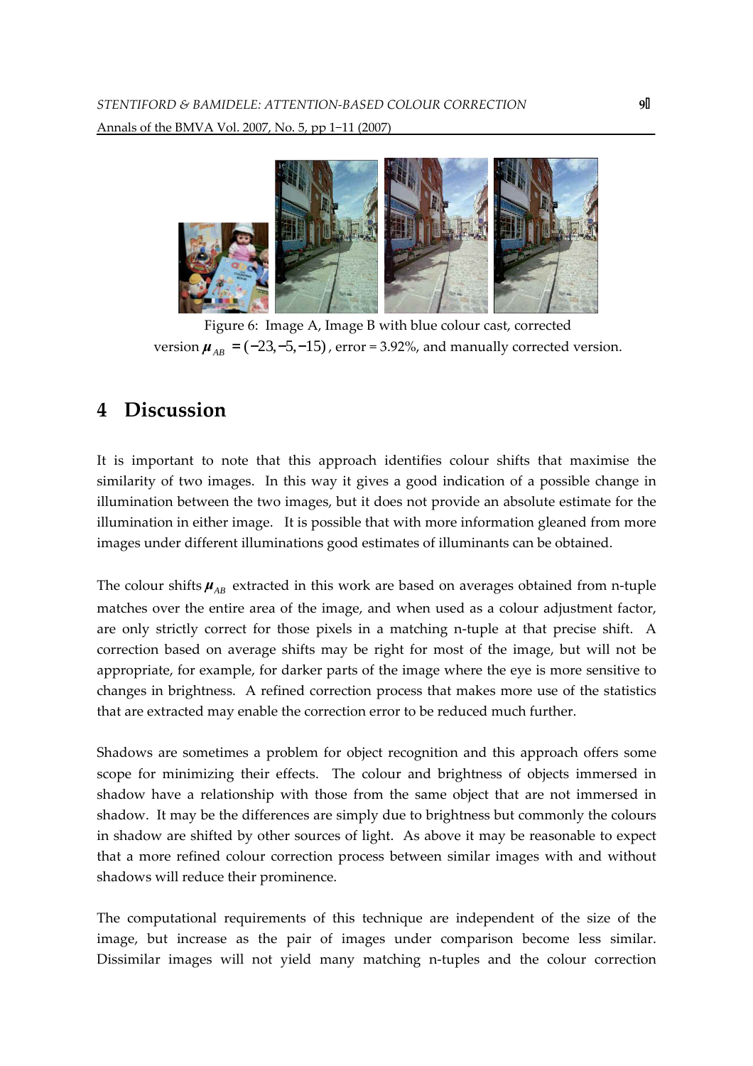Figure 6: Image A, Image B with blue colour cast, corrected version $\boldsymbol{\mu}_{AB} = (-23, -5, -15)$, error = 3.92%, and manually corrected version.

# 4 Discussion

It is important to note that this approach identifies colour shifts that maximise the similarity of two images. In this way it gives a good indication of a possible change in illumination between the two images, but it does not provide an absolute estimate for the illumination in either image. It is possible that with more information gleaned from more images under different illuminations good estimates of illuminants can be obtained.

The colour shifts $\boldsymbol{\mu}_{AB}$ extracted in this work are based on averages obtained from n-tuple matches over the entire area of the image, and when used as a colour adjustment factor, are only strictly correct for those pixels in a matching n-tuple at that precise shift. A correction based on average shifts may be right for most of the image, but will not be appropriate, for example, for darker parts of the image where the eye is more sensitive to changes in brightness. A refined correction process that makes more use of the statistics that are extracted may enable the correction error to be reduced much further.

Shadows are sometimes a problem for object recognition and this approach offers some scope for minimizing their effects. The colour and brightness of objects immersed in shadow have a relationship with those from the same object that are not immersed in shadow. It may be the differences are simply due to brightness but commonly the colours in shadow are shifted by other sources of light. As above it may be reasonable to expect that a more refined colour correction process between similar images with and without shadows will reduce their prominence.

The computational requirements of this technique are independent of the size of the image, but increase as the pair of images under comparison become less similar. Dissimilar images will not yield many matching n-tuples and the colour correction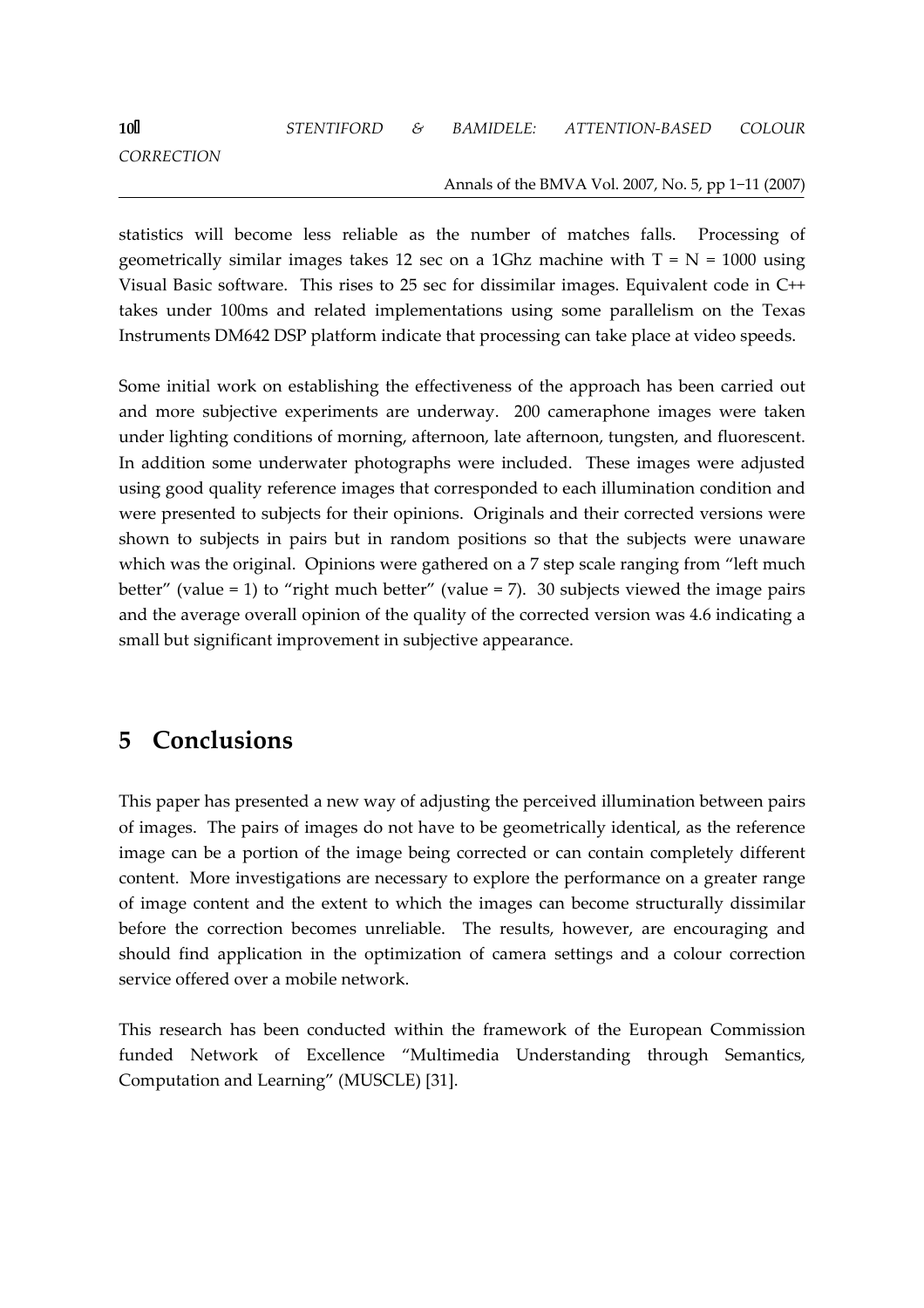statistics will become less reliable as the number of matches falls. Processing of geometrically similar images takes 12 sec on a 1Ghz machine with $T = N = 1000$ using Visual Basic software. This rises to 25 sec for dissimilar images. Equivalent code in C++ takes under 100ms and related implementations using some parallelism on the Texas Instruments DM642 DSP platform indicate that processing can take place at video speeds.

Some initial work on establishing the effectiveness of the approach has been carried out and more subjective experiments are underway. 200 cameraphone images were taken under lighting conditions of morning, afternoon, late afternoon, tungsten, and fluorescent. In addition some underwater photographs were included. These images were adjusted using good quality reference images that corresponded to each illumination condition and were presented to subjects for their opinions. Originals and their corrected versions were shown to subjects in pairs but in random positions so that the subjects were unaware which was the original. Opinions were gathered on a 7 step scale ranging from "left much better" (value = 1) to "right much better" (value = 7). 30 subjects viewed the image pairs and the average overall opinion of the quality of the corrected version was 4.6 indicating a small but significant improvement in subjective appearance.

# 5 Conclusions

This paper has presented a new way of adjusting the perceived illumination between pairs of images. The pairs of images do not have to be geometrically identical, as the reference image can be a portion of the image being corrected or can contain completely different content. More investigations are necessary to explore the performance on a greater range of image content and the extent to which the images can become structurally dissimilar before the correction becomes unreliable. The results, however, are encouraging and should find application in the optimization of camera settings and a colour correction service offered over a mobile network.

This research has been conducted within the framework of the European Commission funded Network of Excellence "Multimedia Understanding through Semantics, Computation and Learning" (MUSCLE) [31].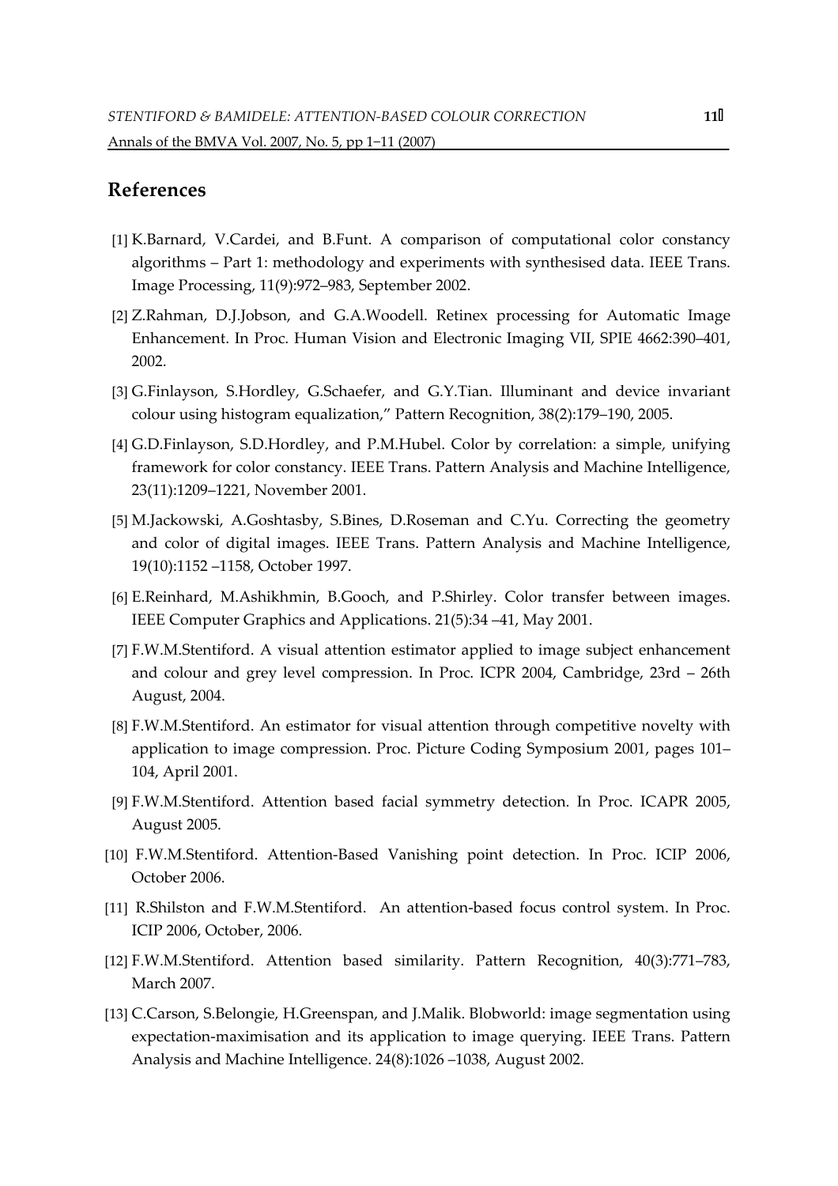## References

[1] K.Barnard, V.Cardei, and B.Funt. A comparison of computational color constancy algorithms – Part 1: methodology and experiments with synthesised data. IEEE Trans. Image Processing, 11(9):972–983, September 2002.

[2] Z.Rahman, D.J.Jobson, and G.A.Woodell. Retinex processing for Automatic Image Enhancement. In Proc. Human Vision and Electronic Imaging VII, SPIE 4662:390–401, 2002.

[3] G.Finlayson, S.Hordley, G.Schaefer, and G.Y.Tian. Illuminant and device invariant colour using histogram equalization," Pattern Recognition, 38(2):179–190, 2005.

[4] G.D.Finlayson, S.D.Hordley, and P.M.Hubel. Color by correlation: a simple, unifying framework for color constancy. IEEE Trans. Pattern Analysis and Machine Intelligence, 23(11):1209–1221, November 2001.

[5] M.Jackowski, A.Goshtasby, S.Bines, D.Roseman and C.Yu. Correcting the geometry and color of digital images. IEEE Trans. Pattern Analysis and Machine Intelligence, 19(10):1152 –1158, October 1997.

[6] E.Reinhard, M.Ashikhmin, B.Gooch, and P.Shirley. Color transfer between images. IEEE Computer Graphics and Applications. 21(5):34 –41, May 2001.

[7] F.W.M.Stentiford. A visual attention estimator applied to image subject enhancement and colour and grey level compression. In Proc. ICPR 2004, Cambridge, 23rd – 26th August, 2004.

[8] F.W.M.Stentiford. An estimator for visual attention through competitive novelty with application to image compression. Proc. Picture Coding Symposium 2001, pages 101–104, April 2001.

[9] F.W.M.Stentiford. Attention based facial symmetry detection. In Proc. ICAPR 2005, August 2005.

[10] F.W.M.Stentiford. Attention-Based Vanishing point detection. In Proc. ICIP 2006, October 2006.

[11] R.Shilston and F.W.M.Stentiford. An attention-based focus control system. In Proc. ICIP 2006, October, 2006.

[12] F.W.M.Stentiford. Attention based similarity. Pattern Recognition, 40(3):771–783, March 2007.

[13] C.Carson, S.Belongie, H.Greenspan, and J.Malik. Blobworld: image segmentation using expectation-maximisation and its application to image querying. IEEE Trans. Pattern Analysis and Machine Intelligence. 24(8):1026 –1038, August 2002.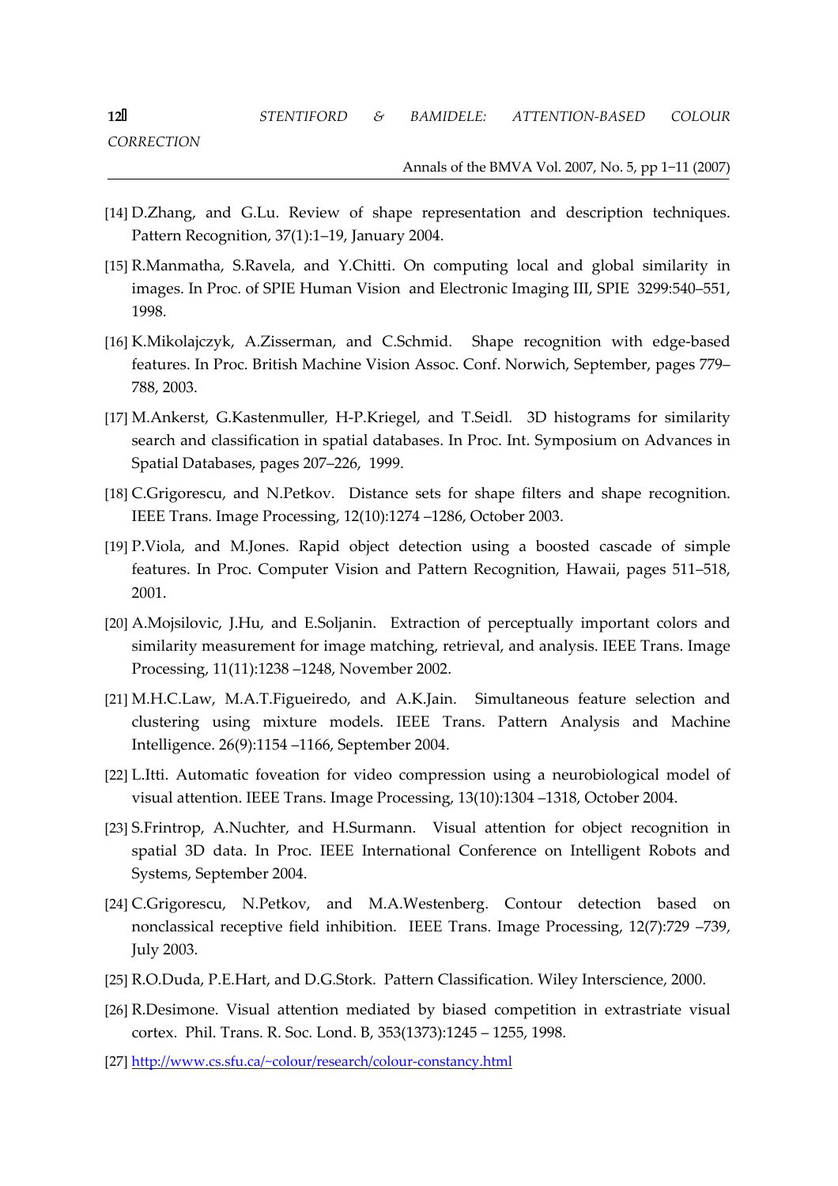[14] D.Zhang, and G.Lu. Review of shape representation and description techniques. Pattern Recognition, 37(1):1–19, January 2004.

[15] R.Manmatha, S.Ravela, and Y.Chitti. On computing local and global similarity in images. In Proc. of SPIE Human Vision and Electronic Imaging III, SPIE 3299:540–551, 1998.

[16] K.Mikolajczyk, A.Zisserman, and C.Schmid. Shape recognition with edge-based features. In Proc. British Machine Vision Assoc. Conf. Norwich, September, pages 779–788, 2003.

[17] M.Ankerst, G.Kastenmuller, H-P.Kriegel, and T.Seidl. 3D histograms for similarity search and classification in spatial databases. In Proc. Int. Symposium on Advances in Spatial Databases, pages 207–226, 1999.

[18] C.Grigorescu, and N.Petkov. Distance sets for shape filters and shape recognition. IEEE Trans. Image Processing, 12(10):1274 –1286, October 2003.

[19] P.Viola, and M.Jones. Rapid object detection using a boosted cascade of simple features. In Proc. Computer Vision and Pattern Recognition, Hawaii, pages 511–518, 2001.

[20] A.Mojsilovic, J.Hu, and E.Soljanin. Extraction of perceptually important colors and similarity measurement for image matching, retrieval, and analysis. IEEE Trans. Image Processing, 11(11):1238 –1248, November 2002.

[21] M.H.C.Law, M.A.T.Figueiredo, and A.K.Jain. Simultaneous feature selection and clustering using mixture models. IEEE Trans. Pattern Analysis and Machine Intelligence. 26(9):1154 –1166, September 2004.

[22] L.Itti. Automatic foveation for video compression using a neurobiological model of visual attention. IEEE Trans. Image Processing, 13(10):1304 –1318, October 2004.

[23] S.Frintrop, A.Nuchter, and H.Surmann. Visual attention for object recognition in spatial 3D data. In Proc. IEEE International Conference on Intelligent Robots and Systems, September 2004.

[24] C.Grigorescu, N.Petkov, and M.A.Westenberg. Contour detection based on nonclassical receptive field inhibition. IEEE Trans. Image Processing, 12(7):729 –739, July 2003.

[25] R.O.Duda, P.E.Hart, and D.G.Stork. Pattern Classification. Wiley Interscience, 2000.

[26] R.Desimone. Visual attention mediated by biased competition in extrastriate visual cortex. Phil. Trans. R. Soc. Lond. B, 353(1373):1245 – 1255, 1998.

[27] http://www.cs.sfu.ca/~colour/research/colour-constancy.html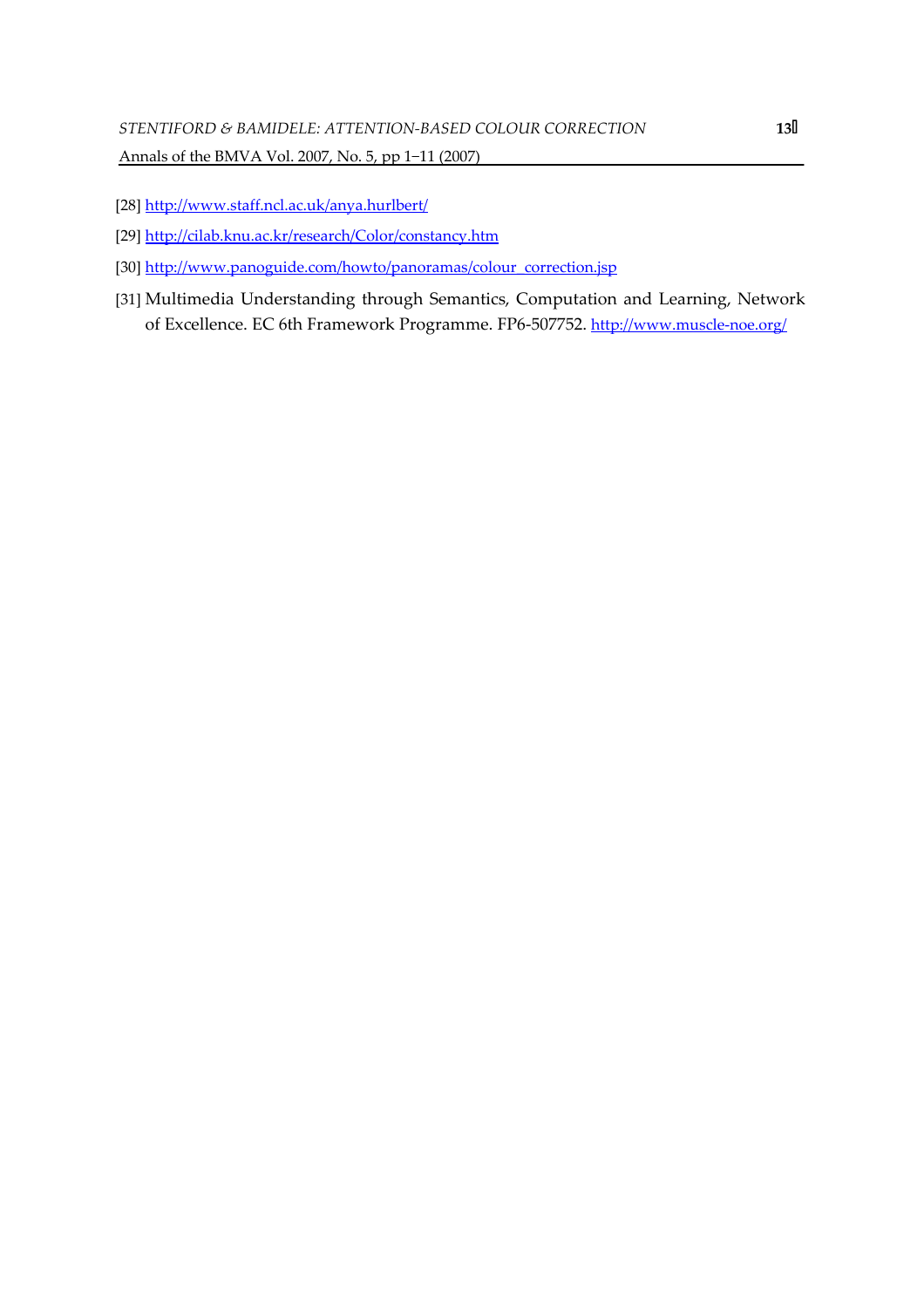[28] http://www.staff.ncl.ac.uk/anya.hurlbert/

[29] http://cilab.knu.ac.kr/research/Color/constancy.htm

[30] http://www.panoguide.com/howto/panoramas/colour_correction.jsp

[31] Multimedia Understanding through Semantics, Computation and Learning, Network of Excellence. EC 6th Framework Programme. FP6-507752. http://www.muscle-noe.org/